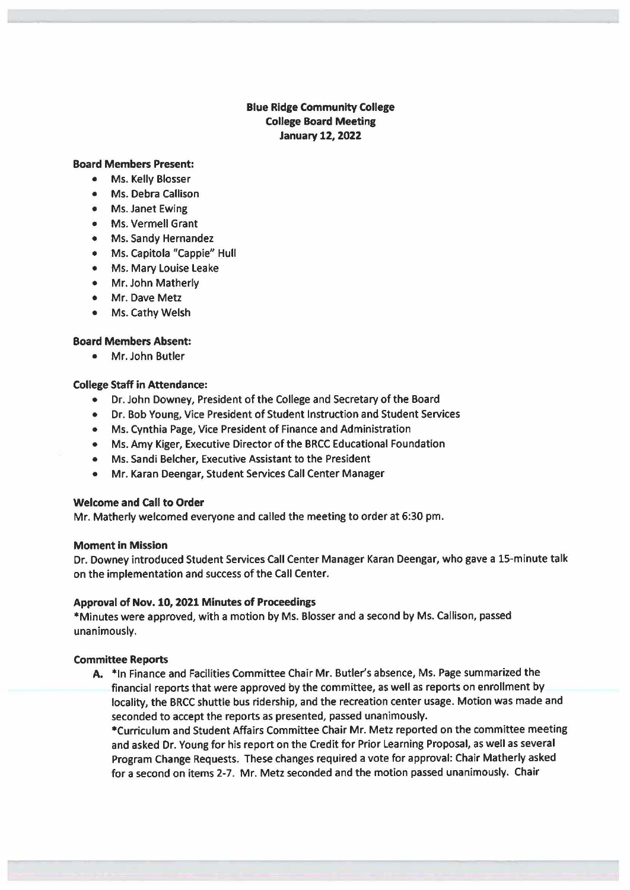**Blue Ridge Community College**
**College Board Meeting**
**January 12, 2022**

**Board Members Present:**

- Ms. Kelly Blosser
- Ms. Debra Callison
- Ms. Janet Ewing
- Ms. Vermell Grant
- Ms. Sandy Hernandez
- Ms. Capitola "Cappie" Hull
- Ms. Mary Louise Leake
- Mr. John Matherly
- Mr. Dave Metz
- Ms. Cathy Welsh

**Board Members Absent:**

- Mr. John Butler

**College Staff in Attendance:**

- Dr. John Downey, President of the College and Secretary of the Board
- Dr. Bob Young, Vice President of Student Instruction and Student Services
- Ms. Cynthia Page, Vice President of Finance and Administration
- Ms. Amy Kiger, Executive Director of the BRCC Educational Foundation
- Ms. Sandi Belcher, Executive Assistant to the President
- Mr. Karan Deengar, Student Services Call Center Manager

**Welcome and Call to Order**

Mr. Matherly welcomed everyone and called the meeting to order at 6:30 pm.

**Moment in Mission**

Dr. Downey introduced Student Services Call Center Manager Karan Deengar, who gave a 15-minute talk on the implementation and success of the Call Center.

**Approval of Nov. 10, 2021 Minutes of Proceedings**

*Minutes were approved, with a motion by Ms. Blosser and a second by Ms. Callison, passed unanimously.

**Committee Reports**

A. *In Finance and Facilities Committee Chair Mr. Butler's absence, Ms. Page summarized the financial reports that were approved by the committee, as well as reports on enrollment by locality, the BRCC shuttle bus ridership, and the recreation center usage. Motion was made and seconded to accept the reports as presented, passed unanimously.

*Curriculum and Student Affairs Committee Chair Mr. Metz reported on the committee meeting and asked Dr. Young for his report on the Credit for Prior Learning Proposal, as well as several Program Change Requests. These changes required a vote for approval: Chair Matherly asked for a second on items 2-7. Mr. Metz seconded and the motion passed unanimously. Chair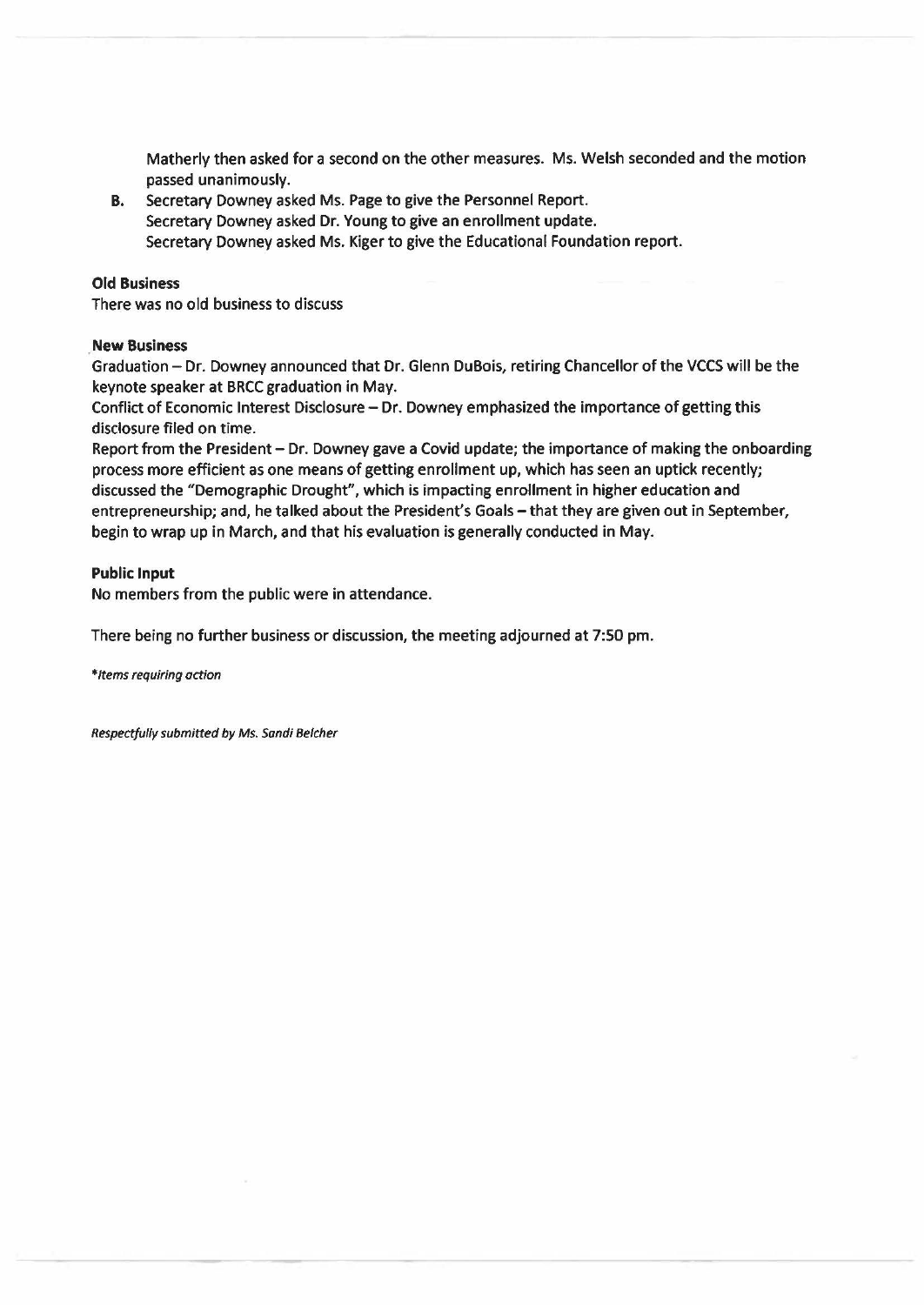Matherly then asked for a second on the other measures. Ms. Welsh seconded and the motion passed unanimously.

**B.** Secretary Downey asked Ms. Page to give the Personnel Report.
Secretary Downey asked Dr. Young to give an enrollment update.
Secretary Downey asked Ms. Kiger to give the Educational Foundation report.

**Old Business**

There was no old business to discuss

**New Business**

Graduation – Dr. Downey announced that Dr. Glenn DuBois, retiring Chancellor of the VCCS will be the keynote speaker at BRCC graduation in May.

Conflict of Economic Interest Disclosure – Dr. Downey emphasized the importance of getting this disclosure filed on time.

Report from the President – Dr. Downey gave a Covid update; the importance of making the onboarding process more efficient as one means of getting enrollment up, which has seen an uptick recently; discussed the "Demographic Drought", which is impacting enrollment in higher education and entrepreneurship; and, he talked about the President's Goals – that they are given out in September, begin to wrap up in March, and that his evaluation is generally conducted in May.

**Public Input**

No members from the public were in attendance.

There being no further business or discussion, the meeting adjourned at 7:50 pm.

**Items requiring action*

*Respectfully submitted by Ms. Sandi Belcher*